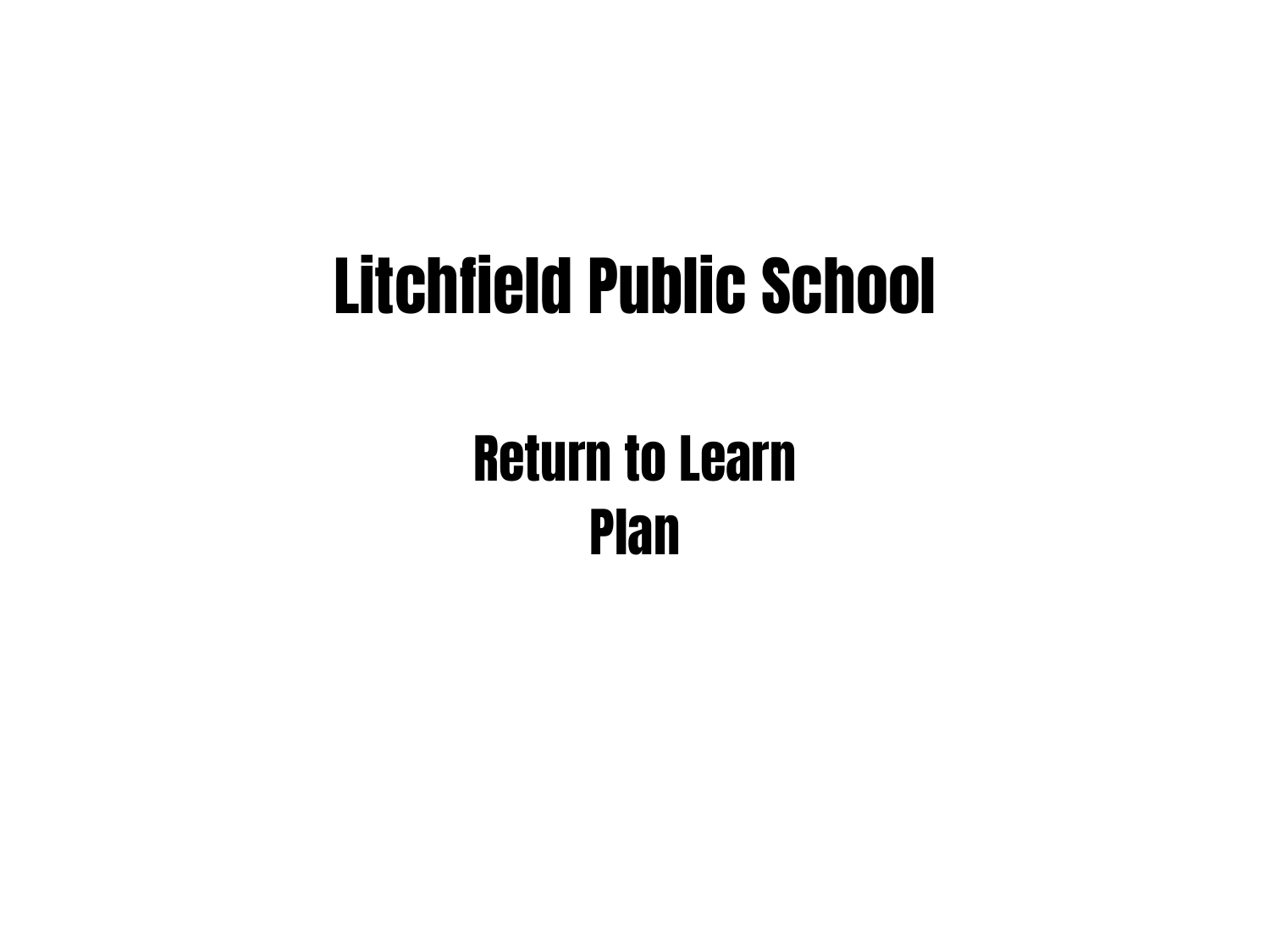# Litchfield Public School

## Return to Learn
## Plan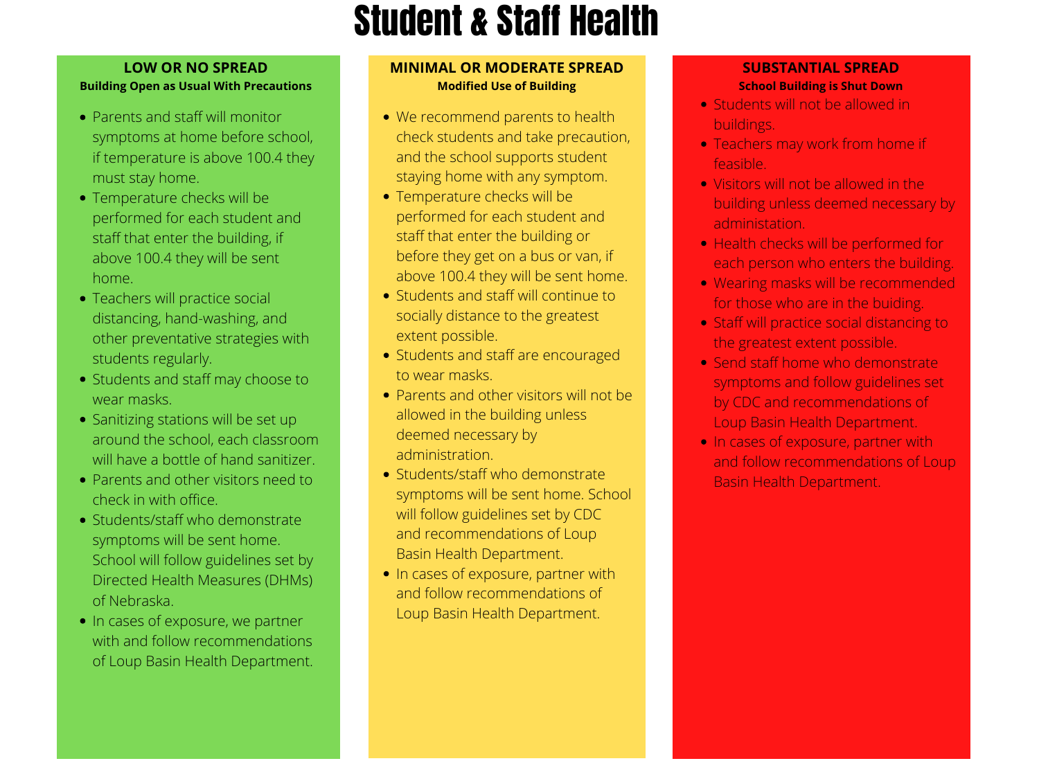# Student & Staff Health

## LOW OR NO SPREAD

**Building Open as Usual With Precautions**

- Parents and staff will monitor symptoms at home before school, if temperature is above 100.4 they must stay home.
- Temperature checks will be performed for each student and staff that enter the building, if above 100.4 they will be sent home.
- Teachers will practice social distancing, hand-washing, and other preventative strategies with students regularly.
- Students and staff may choose to wear masks.
- Sanitizing stations will be set up around the school, each classroom will have a bottle of hand sanitizer.
- Parents and other visitors need to check in with office.
- Students/staff who demonstrate symptoms will be sent home. School will follow guidelines set by Directed Health Measures (DHMs) of Nebraska.
- In cases of exposure, we partner with and follow recommendations of Loup Basin Health Department.

## MINIMAL OR MODERATE SPREAD

**Modified Use of Building**

- We recommend parents to health check students and take precaution, and the school supports student staying home with any symptom.
- Temperature checks will be performed for each student and staff that enter the building or before they get on a bus or van, if above 100.4 they will be sent home.
- Students and staff will continue to socially distance to the greatest extent possible.
- Students and staff are encouraged to wear masks.
- Parents and other visitors will not be allowed in the building unless deemed necessary by administration.
- Students/staff who demonstrate symptoms will be sent home. School will follow guidelines set by CDC and recommendations of Loup Basin Health Department.
- In cases of exposure, partner with and follow recommendations of Loup Basin Health Department.

## SUBSTANTIAL SPREAD

**School Building is Shut Down**

- Students will not be allowed in buildings.
- Teachers may work from home if feasible.
- Visitors will not be allowed in the building unless deemed necessary by administation.
- Health checks will be performed for each person who enters the building.
- Wearing masks will be recommended for those who are in the buiding.
- Staff will practice social distancing to the greatest extent possible.
- Send staff home who demonstrate symptoms and follow guidelines set by CDC and recommendations of Loup Basin Health Department.
- In cases of exposure, partner with and follow recommendations of Loup Basin Health Department.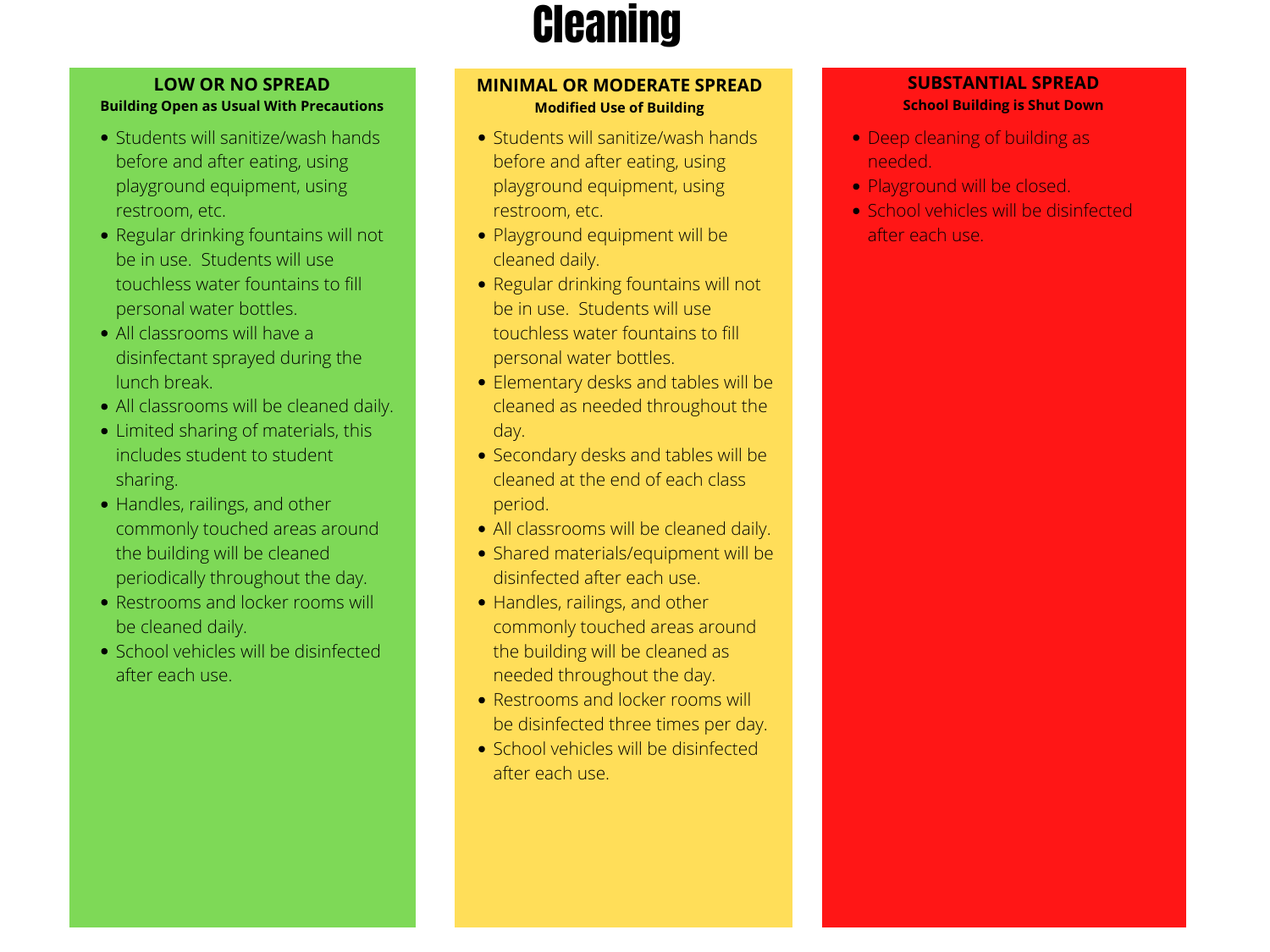# Cleaning

## LOW OR NO SPREAD

**Building Open as Usual With Precautions**

- Students will sanitize/wash hands before and after eating, using playground equipment, using restroom, etc.
- Regular drinking fountains will not be in use. Students will use touchless water fountains to fill personal water bottles.
- All classrooms will have a disinfectant sprayed during the lunch break.
- All classrooms will be cleaned daily.
- Limited sharing of materials, this includes student to student sharing.
- Handles, railings, and other commonly touched areas around the building will be cleaned periodically throughout the day.
- Restrooms and locker rooms will be cleaned daily.
- School vehicles will be disinfected after each use.

## MINIMAL OR MODERATE SPREAD

**Modified Use of Building**

- Students will sanitize/wash hands before and after eating, using playground equipment, using restroom, etc.
- Playground equipment will be cleaned daily.
- Regular drinking fountains will not be in use. Students will use touchless water fountains to fill personal water bottles.
- Elementary desks and tables will be cleaned as needed throughout the day.
- Secondary desks and tables will be cleaned at the end of each class period.
- All classrooms will be cleaned daily.
- Shared materials/equipment will be disinfected after each use.
- Handles, railings, and other commonly touched areas around the building will be cleaned as needed throughout the day.
- Restrooms and locker rooms will be disinfected three times per day.
- School vehicles will be disinfected after each use.

## SUBSTANTIAL SPREAD

**School Building is Shut Down**

- Deep cleaning of building as needed.
- Playground will be closed.
- School vehicles will be disinfected after each use.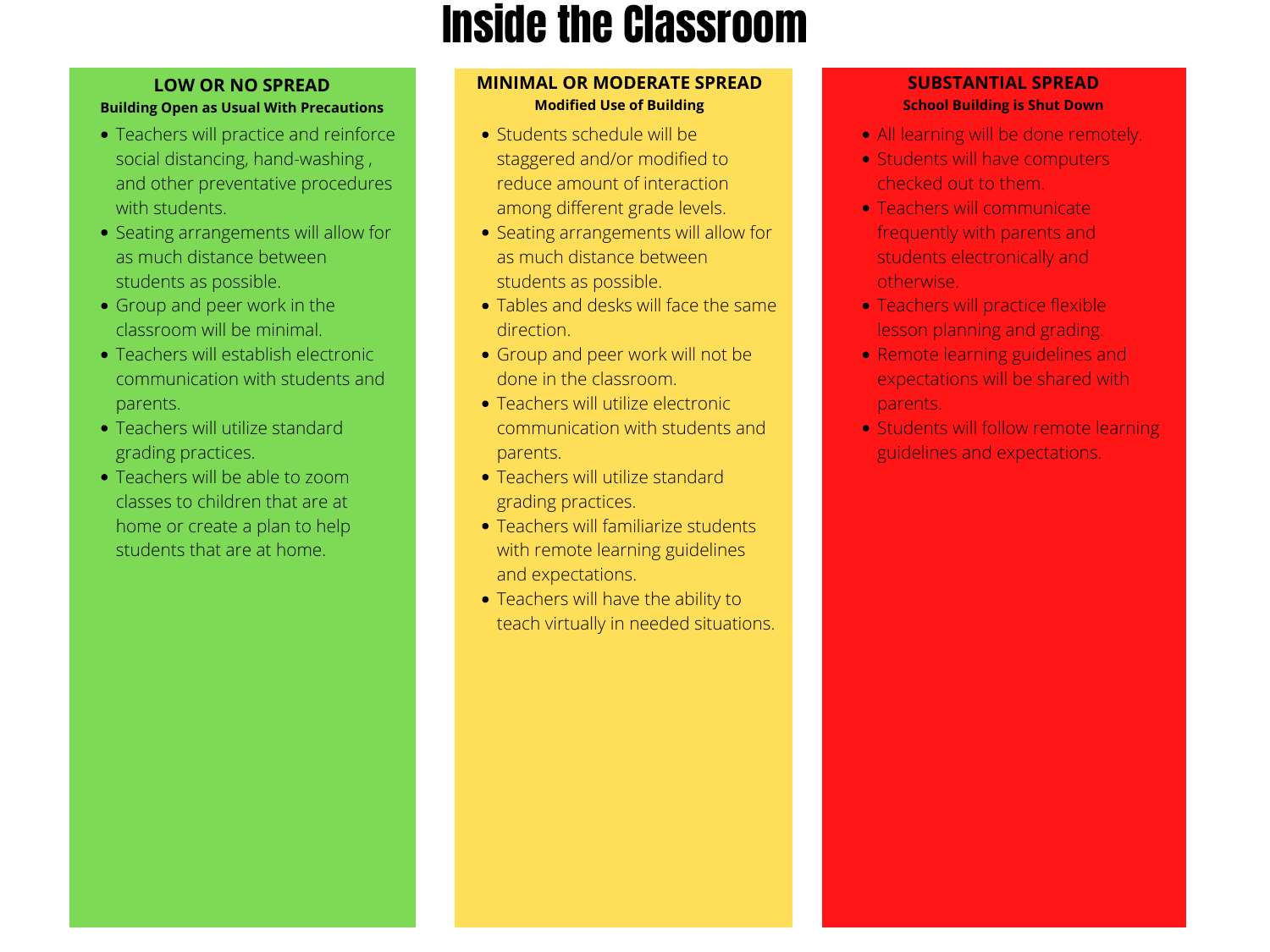# Inside the Classroom

## LOW OR NO SPREAD

**Building Open as Usual With Precautions**

- Teachers will practice and reinforce social distancing, hand-washing , and other preventative procedures with students.
- Seating arrangements will allow for as much distance between students as possible.
- Group and peer work in the classroom will be minimal.
- Teachers will establish electronic communication with students and parents.
- Teachers will utilize standard grading practices.
- Teachers will be able to zoom classes to children that are at home or create a plan to help students that are at home.

## MINIMAL OR MODERATE SPREAD

**Modified Use of Building**

- Students schedule will be staggered and/or modified to reduce amount of interaction among different grade levels.
- Seating arrangements will allow for as much distance between students as possible.
- Tables and desks will face the same direction.
- Group and peer work will not be done in the classroom.
- Teachers will utilize electronic communication with students and parents.
- Teachers will utilize standard grading practices.
- Teachers will familiarize students with remote learning guidelines and expectations.
- Teachers will have the ability to teach virtually in needed situations.

## SUBSTANTIAL SPREAD

**School Building is Shut Down**

- All learning will be done remotely.
- Students will have computers checked out to them.
- Teachers will communicate frequently with parents and students electronically and otherwise.
- Teachers will practice flexible lesson planning and grading.
- Remote learning guidelines and expectations will be shared with parents.
- Students will follow remote learning guidelines and expectations.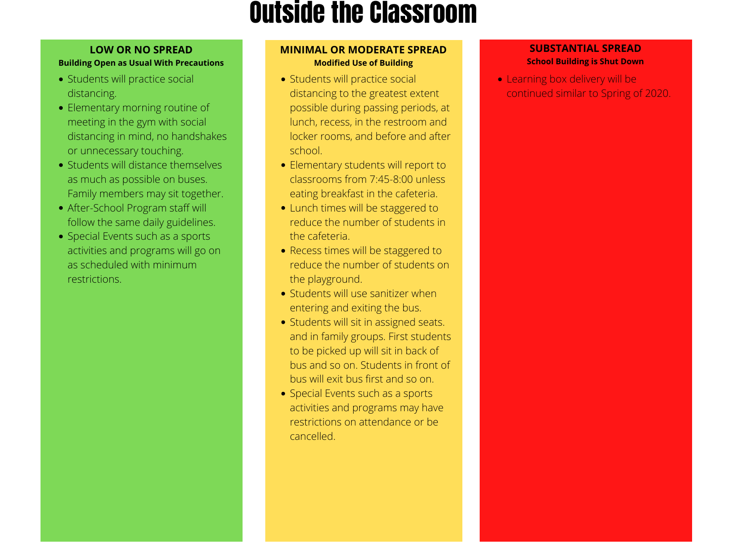# Outside the Classroom

## LOW OR NO SPREAD

**Building Open as Usual With Precautions**

- Students will practice social distancing.
- Elementary morning routine of meeting in the gym with social distancing in mind, no handshakes or unnecessary touching.
- Students will distance themselves as much as possible on buses. Family members may sit together.
- After-School Program staff will follow the same daily guidelines.
- Special Events such as a sports activities and programs will go on as scheduled with minimum restrictions.

## MINIMAL OR MODERATE SPREAD

**Modified Use of Building**

- Students will practice social distancing to the greatest extent possible during passing periods, at lunch, recess, in the restroom and locker rooms, and before and after school.
- Elementary students will report to classrooms from 7:45-8:00 unless eating breakfast in the cafeteria.
- Lunch times will be staggered to reduce the number of students in the cafeteria.
- Recess times will be staggered to reduce the number of students on the playground.
- Students will use sanitizer when entering and exiting the bus.
- Students will sit in assigned seats. and in family groups. First students to be picked up will sit in back of bus and so on. Students in front of bus will exit bus first and so on.
- Special Events such as a sports activities and programs may have restrictions on attendance or be cancelled.

## SUBSTANTIAL SPREAD

**School Building is Shut Down**

- Learning box delivery will be continued similar to Spring of 2020.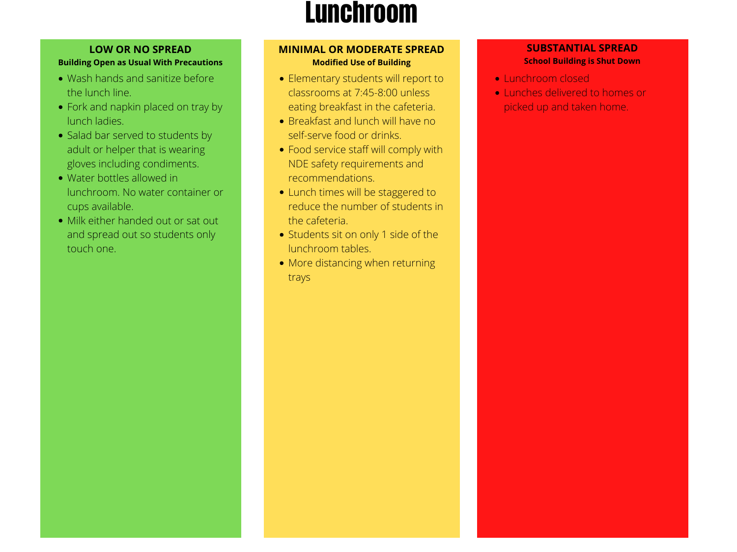# Lunchroom

## LOW OR NO SPREAD

**Building Open as Usual With Precautions**

- Wash hands and sanitize before the lunch line.
- Fork and napkin placed on tray by lunch ladies.
- Salad bar served to students by adult or helper that is wearing gloves including condiments.
- Water bottles allowed in lunchroom. No water container or cups available.
- Milk either handed out or sat out and spread out so students only touch one.

## MINIMAL OR MODERATE SPREAD

**Modified Use of Building**

- Elementary students will report to classrooms at 7:45-8:00 unless eating breakfast in the cafeteria.
- Breakfast and lunch will have no self-serve food or drinks.
- Food service staff will comply with NDE safety requirements and recommendations.
- Lunch times will be staggered to reduce the number of students in the cafeteria.
- Students sit on only 1 side of the lunchroom tables.
- More distancing when returning trays

## SUBSTANTIAL SPREAD

**School Building is Shut Down**

- Lunchroom closed
- Lunches delivered to homes or picked up and taken home.